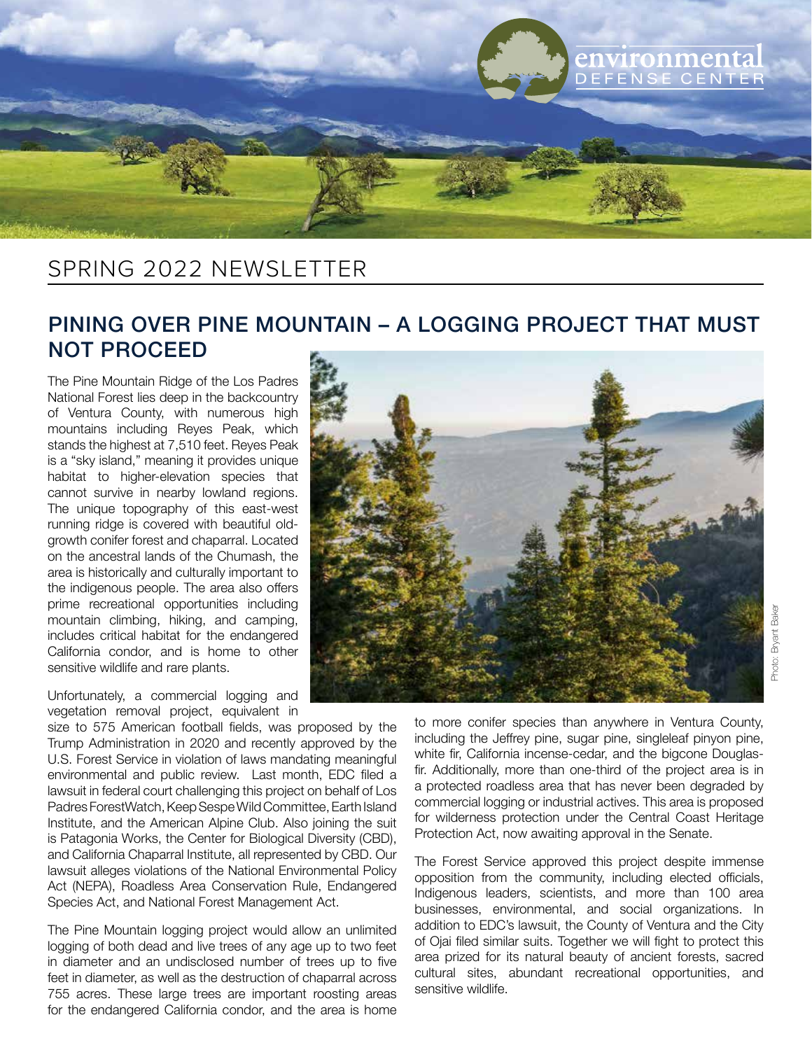# SPRING 2022 NEWSLETTER

## PINING OVER PINE MOUNTAIN – A LOGGING PROJECT THAT MUST NOT PROCEED

The Pine Mountain Ridge of the Los Padres National Forest lies deep in the backcountry of Ventura County, with numerous high mountains including Reyes Peak, which stands the highest at 7,510 feet. Reyes Peak is a "sky island," meaning it provides unique habitat to higher-elevation species that cannot survive in nearby lowland regions. The unique topography of this east-west running ridge is covered with beautiful old-growth conifer forest and chaparral. Located on the ancestral lands of the Chumash, the area is historically and culturally important to the indigenous people. The area also offers prime recreational opportunities including mountain climbing, hiking, and camping, includes critical habitat for the endangered California condor, and is home to other sensitive wildlife and rare plants.

Unfortunately, a commercial logging and vegetation removal project, equivalent in size to 575 American football fields, was proposed by the Trump Administration in 2020 and recently approved by the U.S. Forest Service in violation of laws mandating meaningful environmental and public review. Last month, EDC filed a lawsuit in federal court challenging this project on behalf of Los Padres ForestWatch, Keep Sespe Wild Committee, Earth Island Institute, and the American Alpine Club. Also joining the suit is Patagonia Works, the Center for Biological Diversity (CBD), and California Chaparral Institute, all represented by CBD. Our lawsuit alleges violations of the National Environmental Policy Act (NEPA), Roadless Area Conservation Rule, Endangered Species Act, and National Forest Management Act.

The Pine Mountain logging project would allow an unlimited logging of both dead and live trees of any age up to two feet in diameter and an undisclosed number of trees up to five feet in diameter, as well as the destruction of chaparral across 755 acres. These large trees are important roosting areas for the endangered California condor, and the area is home to more conifer species than anywhere in Ventura County, including the Jeffrey pine, sugar pine, singleleaf pinyon pine, white fir, California incense-cedar, and the bigcone Douglas-fir. Additionally, more than one-third of the project area is in a protected roadless area that has never been degraded by commercial logging or industrial actives. This area is proposed for wilderness protection under the Central Coast Heritage Protection Act, now awaiting approval in the Senate.

Photo: Bryant Baker

The Forest Service approved this project despite immense opposition from the community, including elected officials, Indigenous leaders, scientists, and more than 100 area businesses, environmental, and social organizations. In addition to EDC's lawsuit, the County of Ventura and the City of Ojai filed similar suits. Together we will fight to protect this area prized for its natural beauty of ancient forests, sacred cultural sites, abundant recreational opportunities, and sensitive wildlife.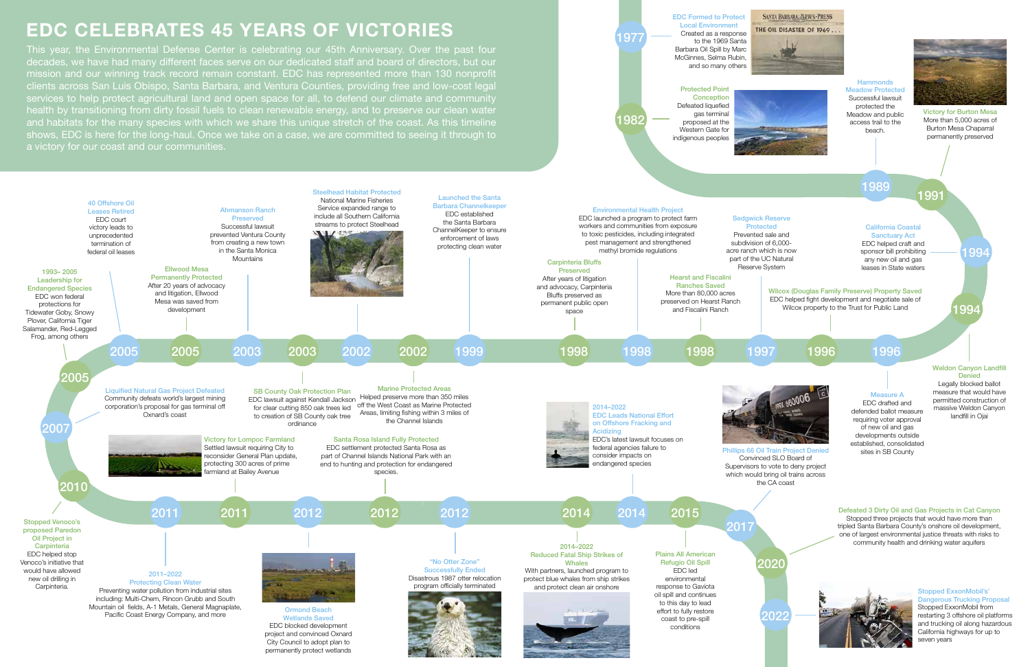# EDC CELEBRATES 45 YEARS OF VICTORIES

This year, the Environmental Defense Center is celebrating our 45th Anniversary. Over the past four decades, we have had many different faces serve on our dedicated staff and board of directors, but our mission and our winning track record remain constant. EDC has represented more than 130 nonprofit clients across San Luis Obispo, Santa Barbara, and Ventura Counties, providing free and low-cost legal services to help protect agricultural land and open space for all, to defend our climate and community health by transitioning from dirty fossil fuels to clean renewable energy, and to preserve our clean water and habitats for the many species with which we share this unique stretch of the coast. As this timeline shows, EDC is here for the long-haul. Once we take on a case, we are committed to seeing it through to a victory for our coast and our communities.

**1977 — EDC Formed to Protect Local Environment**
Created as a response to the 1969 Santa Barbara Oil Spill by Marc McGinnes, Selma Rubin, and so many others

SANTA BARBARA NEWS-PRESS — THE OIL DISASTER OF 1969 . . .

**1982 — Protected Point Conception**
Defeated liquefied gas terminal proposed at the Western Gate for indigenous peoples

**1989 — Hammonds Meadow Protected**
Successful lawsuit protected the Meadow and public access trail to the beach.

**1991 — Victory for Burton Mesa**
More than 5,000 acres of Burton Mesa Chaparral permanently preserved

**1994 — California Coastal Sanctuary Act**
EDC helped craft and sponsor bill prohibiting any new oil and gas leases in State waters

**1994 — Weldon Canyon Landfill Denied**
Legally blocked ballot measure that would have permitted construction of massive Weldon Canyon landfill in Ojai

**1996 — Measure A**
EDC drafted and defended ballot measure requiring voter approval of new oil and gas developments outside established, consolidated sites in SB County

**1996 — Wilcox (Douglas Family Preserve) Property Saved**
EDC helped fight development and negotiate sale of Wilcox property to the Trust for Public Land

**1997 — Sedgwick Reserve Protected**
Prevented sale and subdivision of 6,000-acre ranch which is now part of the UC Natural Reserve System

**1998 — Hearst and Fiscalini Ranches Saved**
More than 80,000 acres preserved on Hearst Ranch and Fiscalini Ranch

**1998 — Environmental Health Project**
EDC launched a program to protect farm workers and communities from exposure to toxic pesticides, including integrated pest management and strengthened methyl bromide regulations

**1998 — Carpinteria Bluffs Preserved**
After years of litigation and advocacy, Carpinteria Bluffs preserved as permanent public open space

**1999 — Launched the Santa Barbara Channelkeeper**
EDC established the Santa Barbara ChannelKeeper to ensure enforcement of laws protecting clean water

**2002 — Marine Protected Areas**
Helped preserve more than 350 miles off the West Coast as Marine Protected Areas, limiting fishing within 3 miles of the Channel Islands

**2002 — Steelhead Habitat Protected**
National Marine Fisheries Service expanded range to include all Southern California streams to protect Steelhead

**2003 — SB County Oak Protection Plan**
EDC lawsuit against Kendall Jackson for clear cutting 850 oak trees led to creation of SB County oak tree ordinance

**2003 — Ahmanson Ranch Preserved**
Successful lawsuit prevented Ventura County from creating a new town in the Santa Monica Mountains

**2005 — Ellwood Mesa Permanently Protected**
After 20 years of advocacy and litigation, Ellwood Mesa was saved from development

**2005 — 40 Offshore Oil Leases Retired**
EDC court victory leads to unprecedented termination of federal oil leases

**2005 — 1993–2005 Leadership for Endangered Species**
EDC won federal protections for Tidewater Goby, Snowy Plover, California Tiger Salamander, Red-Legged Frog, among others

**2007 — Liquified Natural Gas Project Defeated**
Community defeats world's largest mining corporation's proposal for gas terminal off Oxnard's coast

**2010 — Stopped Venoco's proposed Paredon Oil Project in Carpinteria**
EDC helped stop Venoco's initiative that would have allowed new oil drilling in Carpinteria.

**2011 — 2011–2022 Protecting Clean Water**
Preventing water pollution from industrial sites including: Multi-Chem, Rincon Grubb and South Mountain oil fields, A-1 Metals, General Magnaplate, Pacific Coast Energy Company, and more

**2011 — Victory for Lompoc Farmland**
Settled lawsuit requiring City to reconsider General Plan update, protecting 300 acres of prime farmland at Bailey Avenue

**2012 — Ormond Beach Wetlands Saved**
EDC blocked development project and convinced Oxnard City Council to adopt plan to permanently protect wetlands

**2012 — Santa Rosa Island Fully Protected**
EDC settlement protected Santa Rosa as part of Channel Islands National Park with an end to hunting and protection for endangered species.

**2012 — "No Otter Zone" Successfully Ended**
Disastrous 1987 otter relocation program officially terminated

**2014 — 2014–2022 Reduced Fatal Ship Strikes of Whales**
With partners, launched program to protect blue whales from ship strikes and protect clean air onshore

**2014 — 2014–2022 EDC Leads National Effort on Offshore Fracking and Acidizing**
EDC's latest lawsuit focuses on federal agencies failure to consider impacts on endangered species

**2015 — Plains All American Refugio Oil Spill**
EDC led environmental response to Gaviota oil spill and continues to this day to lead effort to fully restore coast to pre-spill conditions

**2017 — Phillips 66 Oil Train Project Denied**
Convinced SLO Board of Supervisors to vote to deny project which would bring oil trains across the CA coast

**2020 — Defeated 3 Dirty Oil and Gas Projects in Cat Canyon**
Stopped three projects that would have more than tripled Santa Barbara County's onshore oil development, one of largest environmental justice threats with risks to community health and drinking water aquifers

**2022 — Stopped ExxonMobil's Dangerous Trucking Proposal**
Stopped ExxonMobil from restarting 3 offshore oil platforms and trucking oil along hazardous California highways for up to seven years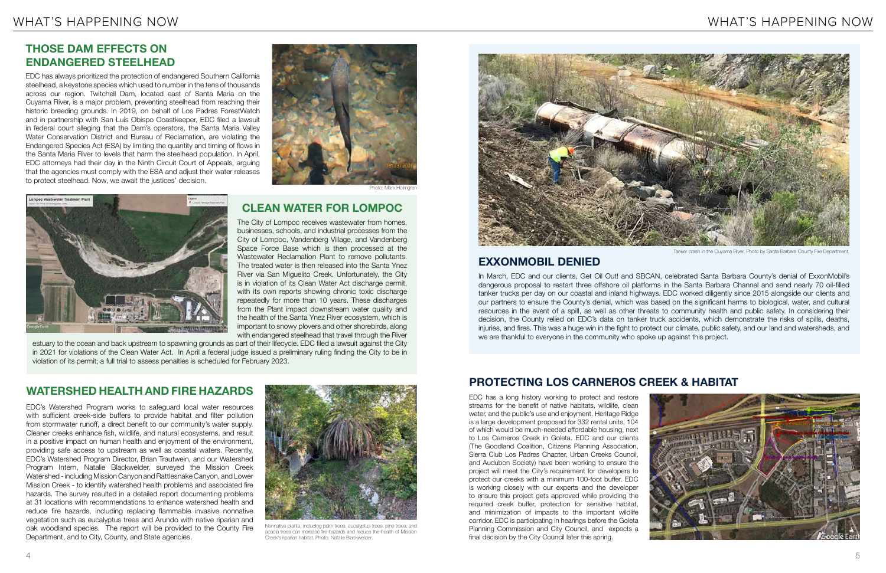## THOSE DAM EFFECTS ON ENDANGERED STEELHEAD

EDC has always prioritized the protection of endangered Southern California steelhead, a keystone species which used to number in the tens of thousands across our region. Twitchell Dam, located east of Santa Maria on the Cuyama River, is a major problem, preventing steelhead from reaching their historic breeding grounds. In 2019, on behalf of Los Padres ForestWatch and in partnership with San Luis Obispo Coastkeeper, EDC filed a lawsuit in federal court alleging that the Dam's operators, the Santa Maria Valley Water Conservation District and Bureau of Reclamation, are violating the Endangered Species Act (ESA) by limiting the quantity and timing of flows in the Santa Maria River to levels that harm the steelhead population. In April, EDC attorneys had their day in the Ninth Circuit Court of Appeals, arguing that the agencies must comply with the ESA and adjust their water releases to protect steelhead. Now, we await the justices' decision.

Photo: Mark Holmgren

## CLEAN WATER FOR LOMPOC

The City of Lompoc receives wastewater from homes, businesses, schools, and industrial processes from the City of Lompoc, Vandenberg Village, and Vandenberg Space Force Base which is then processed at the Wastewater Reclamation Plant to remove pollutants. The treated water is then released into the Santa Ynez River via San Miguelito Creek. Unfortunately, the City is in violation of its Clean Water Act discharge permit, with its own reports showing chronic toxic discharge repeatedly for more than 10 years. These discharges from the Plant impact downstream water quality and the health of the Santa Ynez River ecosystem, which is important to snowy plovers and other shorebirds, along with endangered steelhead that travel through the River estuary to the ocean and back upstream to spawning grounds as part of their lifecycle. EDC filed a lawsuit against the City in 2021 for violations of the Clean Water Act. In April a federal judge issued a preliminary ruling finding the City to be in violation of its permit; a full trial to assess penalties is scheduled for February 2023.

## WATERSHED HEALTH AND FIRE HAZARDS

EDC's Watershed Program works to safeguard local water resources with sufficient creek-side buffers to provide habitat and filter pollution from stormwater runoff, a direct benefit to our community's water supply. Cleaner creeks enhance fish, wildlife, and natural ecosystems, and result in a positive impact on human health and enjoyment of the environment, providing safe access to upstream as well as coastal waters. Recently, EDC's Watershed Program Director, Brian Trautwein, and our Watershed Program Intern, Natalie Blackwelder, surveyed the Mission Creek Watershed - including Mission Canyon and Rattlesnake Canyon, and Lower Mission Creek - to identify watershed health problems and associated fire hazards. The survey resulted in a detailed report documenting problems at 31 locations with recommendations to enhance watershed health and reduce fire hazards, including replacing flammable invasive nonnative vegetation such as eucalyptus trees and Arundo with native riparian and oak woodland species. The report will be provided to the County Fire Department, and to City, County, and State agencies.

Nonnative plants, including palm trees, eucalyptus trees, pine trees, and acacia trees can increase fire hazards and reduce the health of Mission Creek's riparian habitat. Photo: Natalie Blackwelder.

Tanker crash in the Cuyama River. Photo by Santa Barbara County Fire Department.

## EXXONMOBIL DENIED

In March, EDC and our clients, Get Oil Out! and SBCAN, celebrated Santa Barbara County's denial of ExxonMobil's dangerous proposal to restart three offshore oil platforms in the Santa Barbara Channel and send nearly 70 oil-filled tanker trucks per day on our coastal and inland highways. EDC worked diligently since 2015 alongside our clients and our partners to ensure the County's denial, which was based on the significant harms to biological, water, and cultural resources in the event of a spill, as well as other threats to community health and public safety. In considering their decision, the County relied on EDC's data on tanker truck accidents, which demonstrate the risks of spills, deaths, injuries, and fires. This was a huge win in the fight to protect our climate, public safety, and our land and watersheds, and we are thankful to everyone in the community who spoke up against this project.

## PROTECTING LOS CARNEROS CREEK & HABITAT

EDC has a long history working to protect and restore streams for the benefit of native habitats, wildlife, clean water, and the public's use and enjoyment. Heritage Ridge is a large development proposed for 332 rental units, 104 of which would be much-needed affordable housing, next to Los Carneros Creek in Goleta. EDC and our clients (The Goodland Coalition, Citizens Planning Association, Sierra Club Los Padres Chapter, Urban Creeks Council, and Audubon Society) have been working to ensure the project will meet the City's requirement for developers to protect our creeks with a minimum 100-foot buffer. EDC is working closely with our experts and the developer to ensure this project gets approved while providing the required creek buffer, protection for sensitive habitat, and minimization of impacts to the important wildlife corridor. EDC is participating in hearings before the Goleta Planning Commission and City Council, and expects a final decision by the City Council later this spring.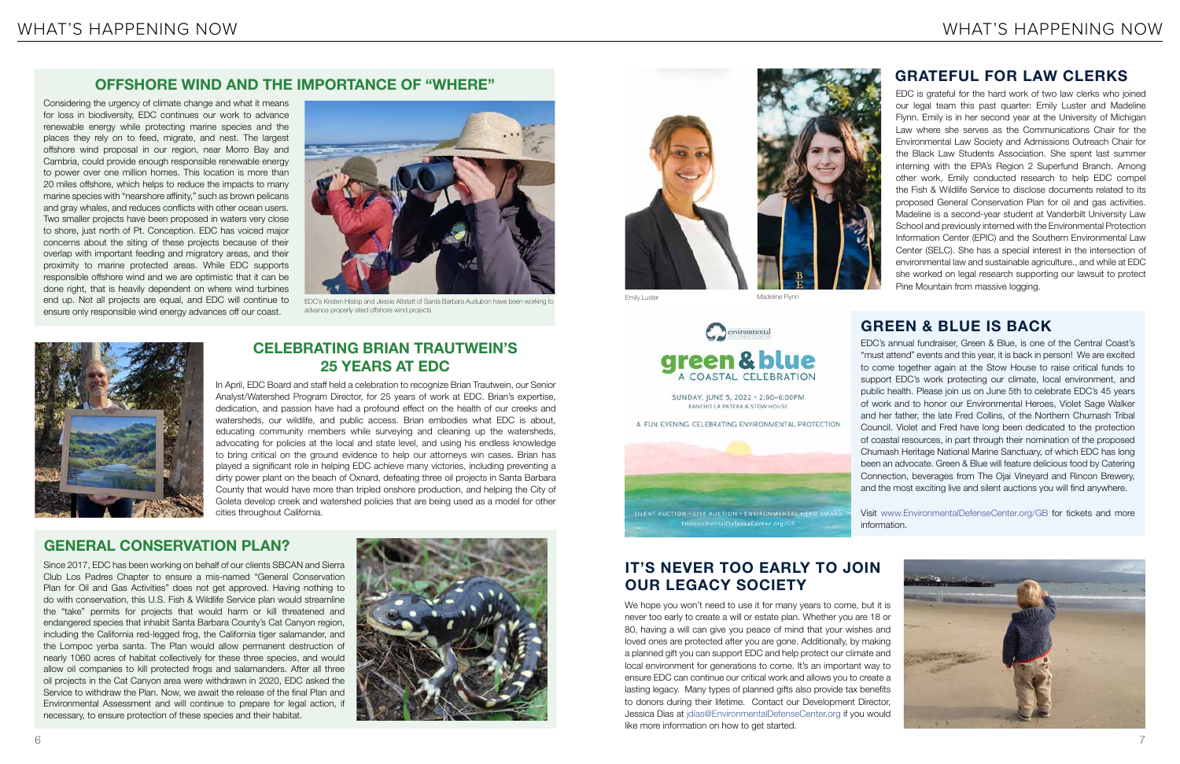## OFFSHORE WIND AND THE IMPORTANCE OF "WHERE"

Considering the urgency of climate change and what it means for loss in biodiversity, EDC continues our work to advance renewable energy while protecting marine species and the places they rely on to feed, migrate, and nest. The largest offshore wind proposal in our region, near Morro Bay and Cambria, could provide enough responsible renewable energy to power over one million homes. This location is more than 20 miles offshore, which helps to reduce the impacts to many marine species with "nearshore affinity," such as brown pelicans and gray whales, and reduces conflicts with other ocean users. Two smaller projects have been proposed in waters very close to shore, just north of Pt. Conception. EDC has voiced major concerns about the siting of these projects because of their overlap with important feeding and migratory areas, and their proximity to marine protected areas. While EDC supports responsible offshore wind and we are optimistic that it can be done right, that is heavily dependent on where wind turbines end up. Not all projects are equal, and EDC will continue to ensure only responsible wind energy advances off our coast.

EDC's Kristen Hislop and Jessie Altstatt of Santa Barbara Audubon have been working to advance properly sited offshore wind projects.

## CELEBRATING BRIAN TRAUTWEIN'S 25 YEARS AT EDC

In April, EDC Board and staff held a celebration to recognize Brian Trautwein, our Senior Analyst/Watershed Program Director, for 25 years of work at EDC. Brian's expertise, dedication, and passion have had a profound effect on the health of our creeks and watersheds, our wildlife, and public access. Brian embodies what EDC is about, educating community members while surveying and cleaning up the watersheds, advocating for policies at the local and state level, and using his endless knowledge to bring critical on the ground evidence to help our attorneys win cases. Brian has played a significant role in helping EDC achieve many victories, including preventing a dirty power plant on the beach of Oxnard, defeating three oil projects in Santa Barbara County that would have more than tripled onshore production, and helping the City of Goleta develop creek and watershed policies that are being used as a model for other cities throughout California.

## GENERAL CONSERVATION PLAN?

Since 2017, EDC has been working on behalf of our clients SBCAN and Sierra Club Los Padres Chapter to ensure a mis-named "General Conservation Plan for Oil and Gas Activities" does not get approved. Having nothing to do with conservation, this U.S. Fish & Wildlife Service plan would streamline the "take" permits for projects that would harm or kill threatened and endangered species that inhabit Santa Barbara County's Cat Canyon region, including the California red-legged frog, the California tiger salamander, and the Lompoc yerba santa. The Plan would allow permanent destruction of nearly 1060 acres of habitat collectively for these three species, and would allow oil companies to kill protected frogs and salamanders. After all three oil projects in the Cat Canyon area were withdrawn in 2020, EDC asked the Service to withdraw the Plan. Now, we await the release of the final Plan and Environmental Assessment and will continue to prepare for legal action, if necessary, to ensure protection of these species and their habitat.

Emily Luster

Madeline Flynn

## GRATEFUL FOR LAW CLERKS

EDC is grateful for the hard work of two law clerks who joined our legal team this past quarter: Emily Luster and Madeline Flynn. Emily is in her second year at the University of Michigan Law where she serves as the Communications Chair for the Environmental Law Society and Admissions Outreach Chair for the Black Law Students Association. She spent last summer interning with the EPA's Region 2 Superfund Branch. Among other work, Emily conducted research to help EDC compel the Fish & Wildlife Service to disclose documents related to its proposed General Conservation Plan for oil and gas activities. Madeline is a second-year student at Vanderbilt University Law School and previously interned with the Environmental Protection Information Center (EPIC) and the Southern Environmental Law Center (SELC). She has a special interest in the intersection of environmental law and sustainable agriculture., and while at EDC she worked on legal research supporting our lawsuit to protect Pine Mountain from massive logging.

environmental defense center

**green & blue**
A COASTAL CELEBRATION

SUNDAY, JUNE 5, 2022 • 2:00–6:00PM
RANCHO LA PATERA & STOW HOUSE

A FUN EVENING CELEBRATING ENVIRONMENTAL PROTECTION

SILENT AUCTION • LIVE AUCTION • ENVIRONMENTAL HERO AWARD
EnvironmentalDefenseCenter.org/GB

## GREEN & BLUE IS BACK

EDC's annual fundraiser, Green & Blue, is one of the Central Coast's "must attend" events and this year, it is back in person! We are excited to come together again at the Stow House to raise critical funds to support EDC's work protecting our climate, local environment, and public health. Please join us on June 5th to celebrate EDC's 45 years of work and to honor our Environmental Heroes, Violet Sage Walker and her father, the late Fred Collins, of the Northern Chumash Tribal Council. Violet and Fred have long been dedicated to the protection of coastal resources, in part through their nomination of the proposed Chumash Heritage National Marine Sanctuary, of which EDC has long been an advocate. Green & Blue will feature delicious food by Catering Connection, beverages from The Ojai Vineyard and Rincon Brewery, and the most exciting live and silent auctions you will find anywhere.

Visit www.EnvironmentalDefenseCenter.org/GB for tickets and more information.

## IT'S NEVER TOO EARLY TO JOIN OUR LEGACY SOCIETY

We hope you won't need to use it for many years to come, but it is never too early to create a will or estate plan. Whether you are 18 or 80, having a will can give you peace of mind that your wishes and loved ones are protected after you are gone. Additionally, by making a planned gift you can support EDC and help protect our climate and local environment for generations to come. It's an important way to ensure EDC can continue our critical work and allows you to create a lasting legacy. Many types of planned gifts also provide tax benefits to donors during their lifetime. Contact our Development Director, Jessica Dias at jdias@EnvironmentalDefenseCenter.org if you would like more information on how to get started.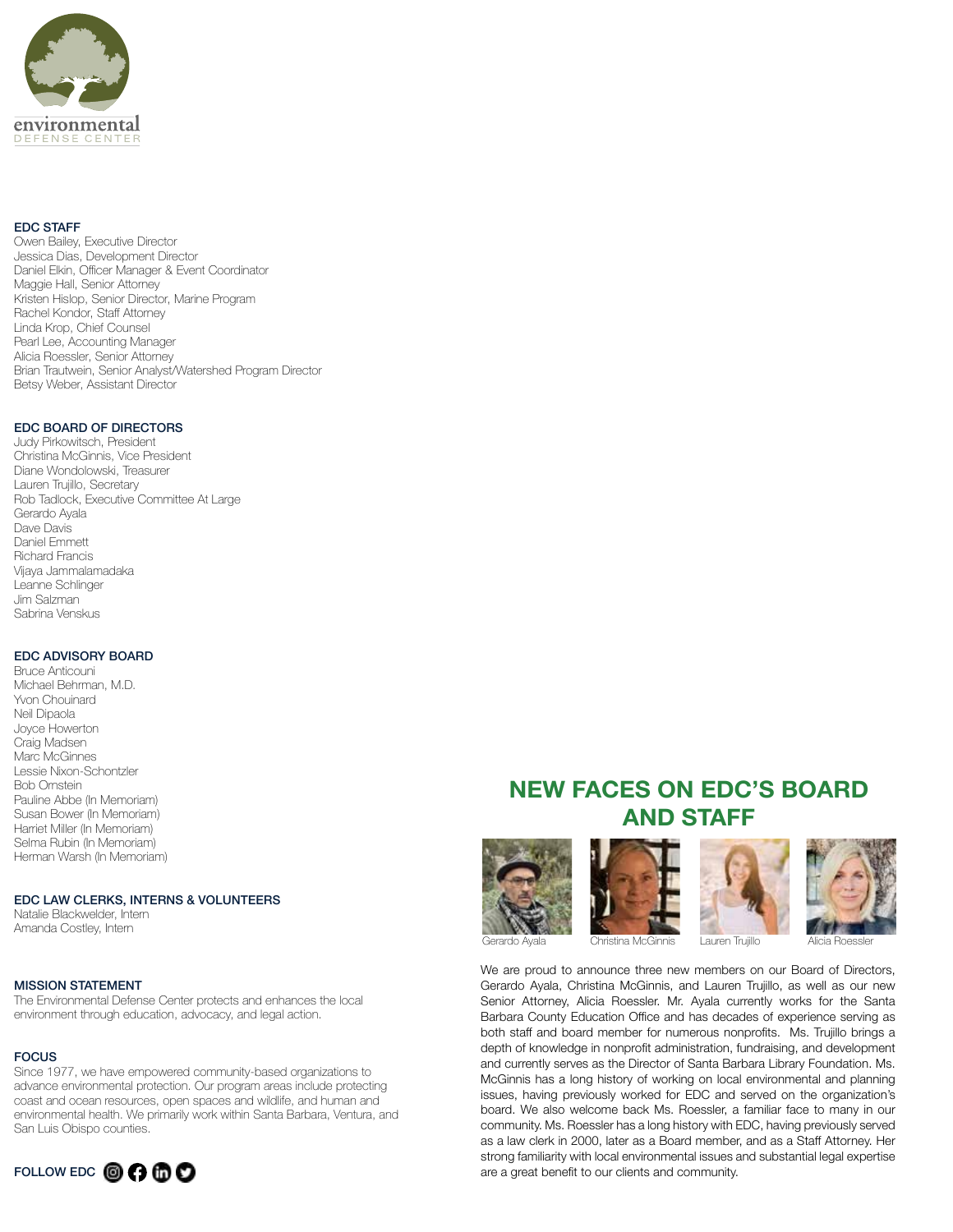environmental
DEFENSE CENTER

## EDC STAFF

Owen Bailey, Executive Director
Jessica Dias, Development Director
Daniel Elkin, Officer Manager & Event Coordinator
Maggie Hall, Senior Attorney
Kristen Hislop, Senior Director, Marine Program
Rachel Kondor, Staff Attorney
Linda Krop, Chief Counsel
Pearl Lee, Accounting Manager
Alicia Roessler, Senior Attorney
Brian Trautwein, Senior Analyst/Watershed Program Director
Betsy Weber, Assistant Director

## EDC BOARD OF DIRECTORS

Judy Pirkowitsch, President
Christina McGinnis, Vice President
Diane Wondolowski, Treasurer
Lauren Trujillo, Secretary
Rob Tadlock, Executive Committee At Large
Gerardo Ayala
Dave Davis
Daniel Emmett
Richard Francis
Vijaya Jammalamadaka
Leanne Schlinger
Jim Salzman
Sabrina Venskus

## EDC ADVISORY BOARD

Bruce Anticouni
Michael Behrman, M.D.
Yvon Chouinard
Neil Dipaola
Joyce Howerton
Craig Madsen
Marc McGinnes
Lessie Nixon-Schontzler
Bob Ornstein
Pauline Abbe (In Memoriam)
Susan Bower (In Memoriam)
Harriet Miller (In Memoriam)
Selma Rubin (In Memoriam)
Herman Warsh (In Memoriam)

## EDC LAW CLERKS, INTERNS & VOLUNTEERS

Natalie Blackwelder, Intern
Amanda Costley, Intern

## MISSION STATEMENT

The Environmental Defense Center protects and enhances the local environment through education, advocacy, and legal action.

## FOCUS

Since 1977, we have empowered community-based organizations to advance environmental protection. Our program areas include protecting coast and ocean resources, open spaces and wildlife, and human and environmental health. We primarily work within Santa Barbara, Ventura, and San Luis Obispo counties.

FOLLOW EDC

# NEW FACES ON EDC'S BOARD AND STAFF

Gerardo Ayala | Christina McGinnis | Lauren Trujillo | Alicia Roessler

We are proud to announce three new members on our Board of Directors, Gerardo Ayala, Christina McGinnis, and Lauren Trujillo, as well as our new Senior Attorney, Alicia Roessler. Mr. Ayala currently works for the Santa Barbara County Education Office and has decades of experience serving as both staff and board member for numerous nonprofits. Ms. Trujillo brings a depth of knowledge in nonprofit administration, fundraising, and development and currently serves as the Director of Santa Barbara Library Foundation. Ms. McGinnis has a long history of working on local environmental and planning issues, having previously worked for EDC and served on the organization's board. We also welcome back Ms. Roessler, a familiar face to many in our community. Ms. Roessler has a long history with EDC, having previously served as a law clerk in 2000, later as a Board member, and as a Staff Attorney. Her strong familiarity with local environmental issues and substantial legal expertise are a great benefit to our clients and community.